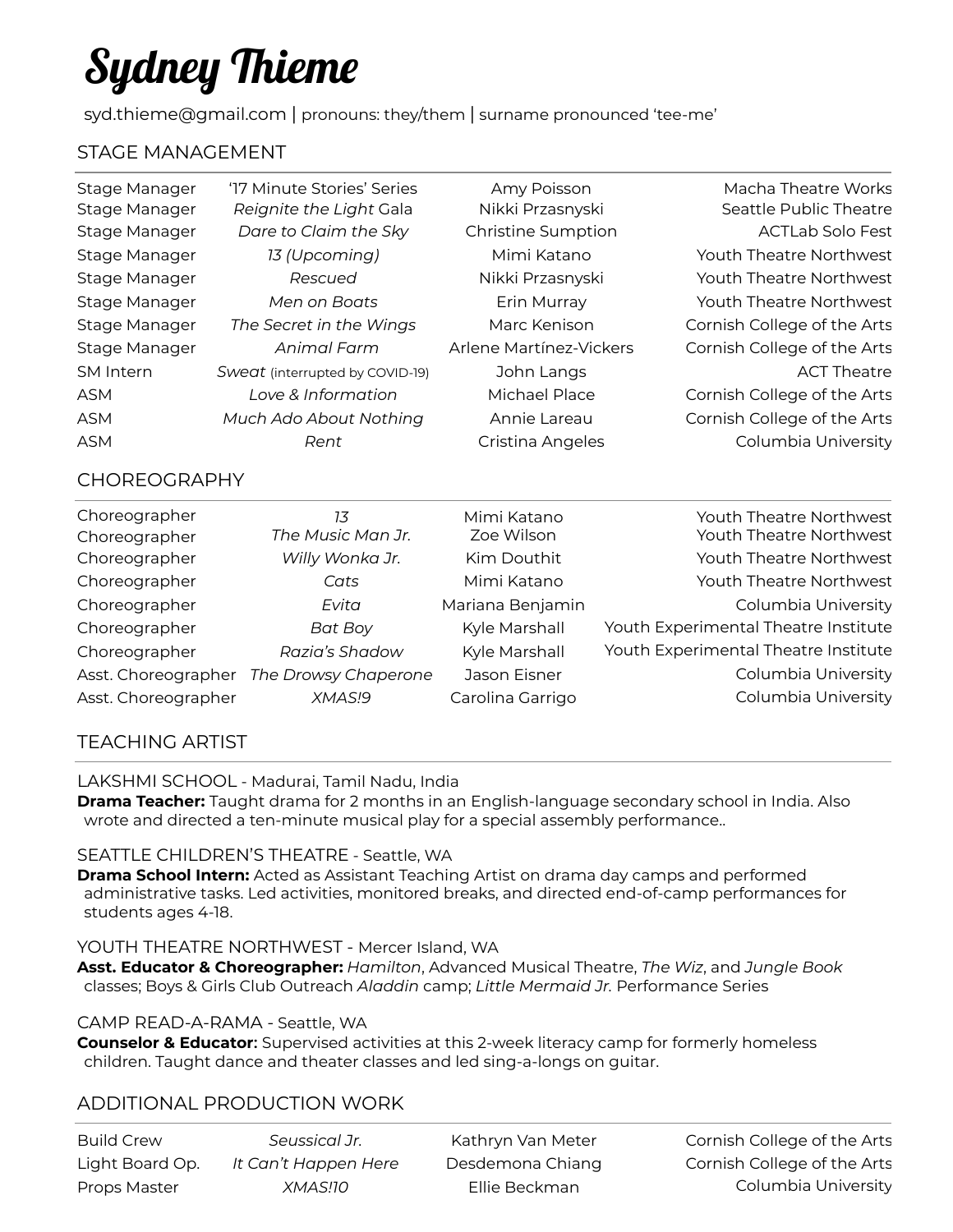# Sydney Thieme

syd.thieme@gmail.com | pronouns: they/them | surname pronounced 'tee-me'

## STAGE MANAGEMENT

| | | | |
|---|---|---|---|
| Stage Manager | '17 Minute Stories' Series | Amy Poisson | Macha Theatre Works |
| Stage Manager | *Reignite the Light* Gala | Nikki Przasnyski | Seattle Public Theatre |
| Stage Manager | *Dare to Claim the Sky* | Christine Sumption | ACTLab Solo Fest |
| Stage Manager | *13 (Upcoming)* | Mimi Katano | Youth Theatre Northwest |
| Stage Manager | *Rescued* | Nikki Przasnyski | Youth Theatre Northwest |
| Stage Manager | *Men on Boats* | Erin Murray | Youth Theatre Northwest |
| Stage Manager | *The Secret in the Wings* | Marc Kenison | Cornish College of the Arts |
| Stage Manager | *Animal Farm* | Arlene Martínez-Vickers | Cornish College of the Arts |
| SM Intern | *Sweat* (interrupted by COVID-19) | John Langs | ACT Theatre |
| ASM | *Love & Information* | Michael Place | Cornish College of the Arts |
| ASM | *Much Ado About Nothing* | Annie Lareau | Cornish College of the Arts |
| ASM | *Rent* | Cristina Angeles | Columbia University |

## CHOREOGRAPHY

| | | | |
|---|---|---|---|
| Choreographer | *13* | Mimi Katano | Youth Theatre Northwest |
| Choreographer | *The Music Man Jr.* | Zoe Wilson | Youth Theatre Northwest |
| Choreographer | *Willy Wonka Jr.* | Kim Douthit | Youth Theatre Northwest |
| Choreographer | *Cats* | Mimi Katano | Youth Theatre Northwest |
| Choreographer | *Evita* | Mariana Benjamin | Columbia University |
| Choreographer | *Bat Boy* | Kyle Marshall | Youth Experimental Theatre Institute |
| Choreographer | *Razia's Shadow* | Kyle Marshall | Youth Experimental Theatre Institute |
| Asst. Choreographer | *The Drowsy Chaperone* | Jason Eisner | Columbia University |
| Asst. Choreographer | *XMAS!9* | Carolina Garrigo | Columbia University |

## TEACHING ARTIST

LAKSHMI SCHOOL - Madurai, Tamil Nadu, India

**Drama Teacher:** Taught drama for 2 months in an English-language secondary school in India. Also wrote and directed a ten-minute musical play for a special assembly performance..

SEATTLE CHILDREN'S THEATRE - Seattle, WA

**Drama School Intern:** Acted as Assistant Teaching Artist on drama day camps and performed administrative tasks. Led activities, monitored breaks, and directed end-of-camp performances for students ages 4-18.

YOUTH THEATRE NORTHWEST - Mercer Island, WA

**Asst. Educator & Choreographer:** *Hamilton*, Advanced Musical Theatre, *The Wiz*, and *Jungle Book* classes; Boys & Girls Club Outreach *Aladdin* camp; *Little Mermaid Jr.* Performance Series

CAMP READ-A-RAMA - Seattle, WA

**Counselor & Educator:** Supervised activities at this 2-week literacy camp for formerly homeless children. Taught dance and theater classes and led sing-a-longs on guitar.

## ADDITIONAL PRODUCTION WORK

| | | | |
|---|---|---|---|
| Build Crew | *Seussical Jr.* | Kathryn Van Meter | Cornish College of the Arts |
| Light Board Op. | *It Can't Happen Here* | Desdemona Chiang | Cornish College of the Arts |
| Props Master | *XMAS!10* | Ellie Beckman | Columbia University |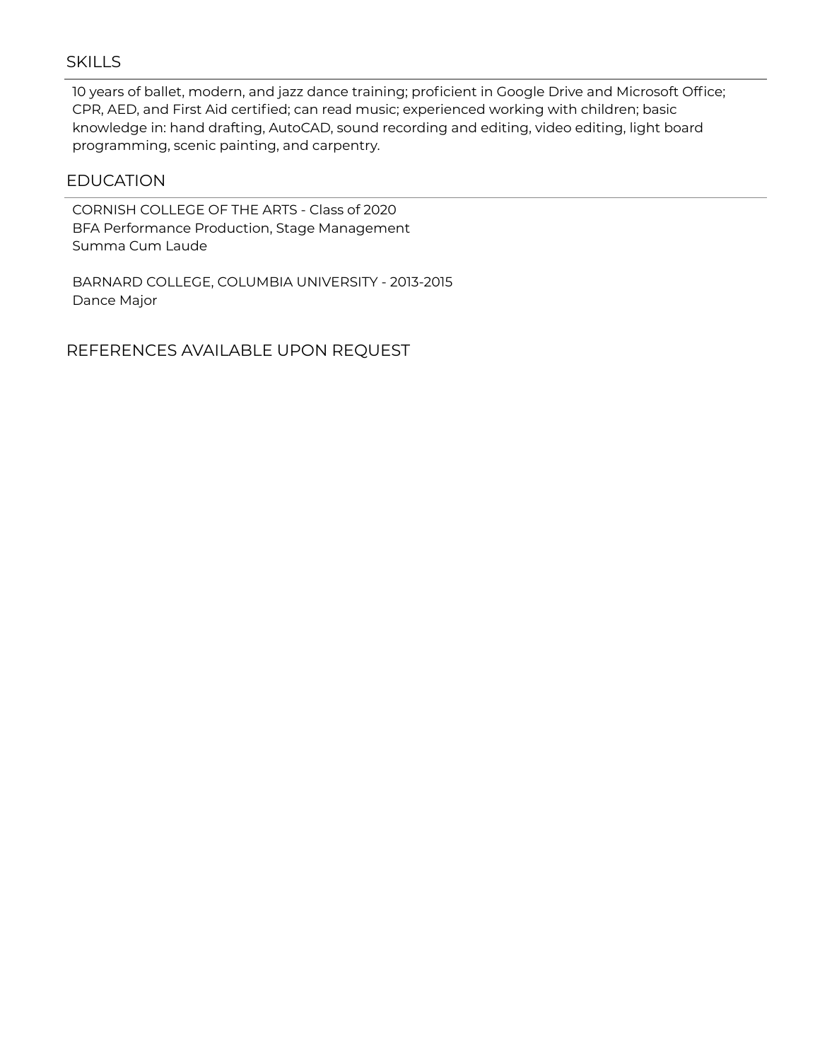## SKILLS

10 years of ballet, modern, and jazz dance training; proficient in Google Drive and Microsoft Office; CPR, AED, and First Aid certified; can read music; experienced working with children; basic knowledge in: hand drafting, AutoCAD, sound recording and editing, video editing, light board programming, scenic painting, and carpentry.

## EDUCATION

CORNISH COLLEGE OF THE ARTS - Class of 2020
BFA Performance Production, Stage Management
Summa Cum Laude

BARNARD COLLEGE, COLUMBIA UNIVERSITY - 2013-2015
Dance Major

## REFERENCES AVAILABLE UPON REQUEST